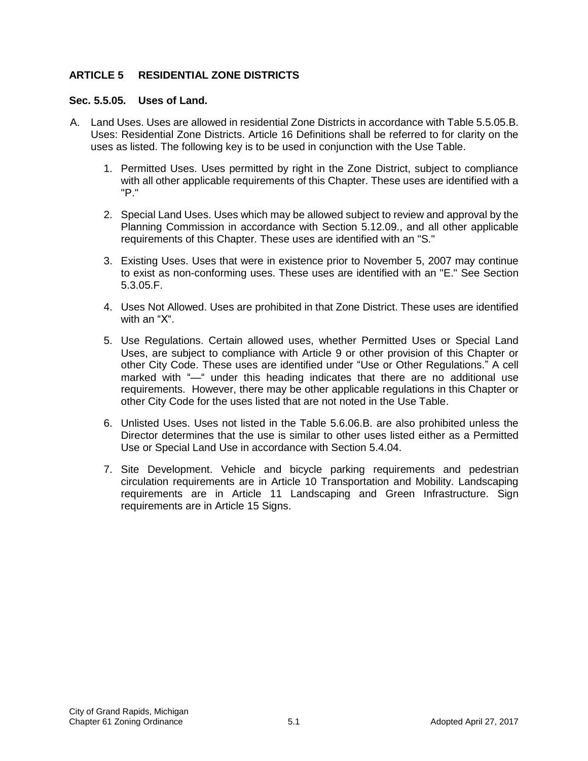## ARTICLE 5 RESIDENTIAL ZONE DISTRICTS

### Sec. 5.5.05. Uses of Land.

A. Land Uses. Uses are allowed in residential Zone Districts in accordance with Table 5.5.05.B. Uses: Residential Zone Districts. Article 16 Definitions shall be referred to for clarity on the uses as listed. The following key is to be used in conjunction with the Use Table.

1. Permitted Uses. Uses permitted by right in the Zone District, subject to compliance with all other applicable requirements of this Chapter. These uses are identified with a "P."

2. Special Land Uses. Uses which may be allowed subject to review and approval by the Planning Commission in accordance with Section 5.12.09., and all other applicable requirements of this Chapter. These uses are identified with an "S."

3. Existing Uses. Uses that were in existence prior to November 5, 2007 may continue to exist as non-conforming uses. These uses are identified with an "E." See Section 5.3.05.F.

4. Uses Not Allowed. Uses are prohibited in that Zone District. These uses are identified with an "X".

5. Use Regulations. Certain allowed uses, whether Permitted Uses or Special Land Uses, are subject to compliance with Article 9 or other provision of this Chapter or other City Code. These uses are identified under "Use or Other Regulations." A cell marked with "—" under this heading indicates that there are no additional use requirements. However, there may be other applicable regulations in this Chapter or other City Code for the uses listed that are not noted in the Use Table.

6. Unlisted Uses. Uses not listed in the Table 5.6.06.B. are also prohibited unless the Director determines that the use is similar to other uses listed either as a Permitted Use or Special Land Use in accordance with Section 5.4.04.

7. Site Development. Vehicle and bicycle parking requirements and pedestrian circulation requirements are in Article 10 Transportation and Mobility. Landscaping requirements are in Article 11 Landscaping and Green Infrastructure. Sign requirements are in Article 15 Signs.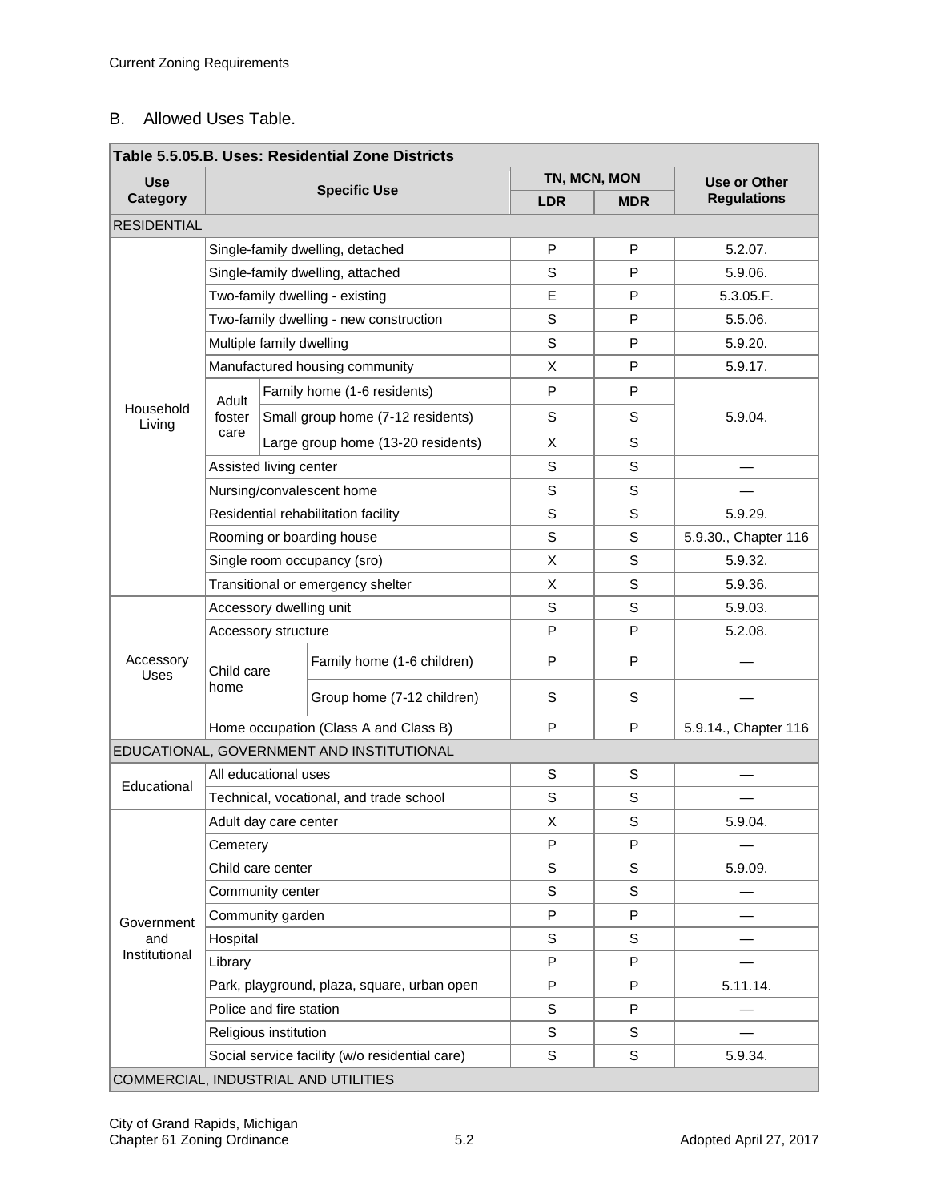B. Allowed Uses Table.

| Table 5.5.05.B. Uses: Residential Zone Districts | | | | | |
|---|---|---|---|---|---|
| Use Category | Specific Use | | TN, MCN, MON | | Use or Other Regulations |
| | | | LDR | MDR | |
| RESIDENTIAL | | | | | |
| Household Living | Single-family dwelling, detached | | P | P | 5.2.07. |
| | Single-family dwelling, attached | | S | P | 5.9.06. |
| | Two-family dwelling - existing | | E | P | 5.3.05.F. |
| | Two-family dwelling - new construction | | S | P | 5.5.06. |
| | Multiple family dwelling | | S | P | 5.9.20. |
| | Manufactured housing community | | X | P | 5.9.17. |
| | Adult foster care | Family home (1-6 residents) | P | P | 5.9.04. |
| | | Small group home (7-12 residents) | S | S | |
| | | Large group home (13-20 residents) | X | S | |
| | Assisted living center | | S | S | — |
| | Nursing/convalescent home | | S | S | — |
| | Residential rehabilitation facility | | S | S | 5.9.29. |
| | Rooming or boarding house | | S | S | 5.9.30., Chapter 116 |
| | Single room occupancy (sro) | | X | S | 5.9.32. |
| | Transitional or emergency shelter | | X | S | 5.9.36. |
| Accessory Uses | Accessory dwelling unit | | S | S | 5.9.03. |
| | Accessory structure | | P | P | 5.2.08. |
| | Child care home | Family home (1-6 children) | P | P | — |
| | | Group home (7-12 children) | S | S | — |
| | Home occupation (Class A and Class B) | | P | P | 5.9.14., Chapter 116 |
| EDUCATIONAL, GOVERNMENT AND INSTITUTIONAL | | | | | |
| Educational | All educational uses | | S | S | — |
| | Technical, vocational, and trade school | | S | S | — |
| Government and Institutional | Adult day care center | | X | S | 5.9.04. |
| | Cemetery | | P | P | — |
| | Child care center | | S | S | 5.9.09. |
| | Community center | | S | S | — |
| | Community garden | | P | P | — |
| | Hospital | | S | S | — |
| | Library | | P | P | — |
| | Park, playground, plaza, square, urban open | | P | P | 5.11.14. |
| | Police and fire station | | S | P | — |
| | Religious institution | | S | S | — |
| | Social service facility (w/o residential care) | | S | S | 5.9.34. |
| COMMERCIAL, INDUSTRIAL AND UTILITIES | | | | | |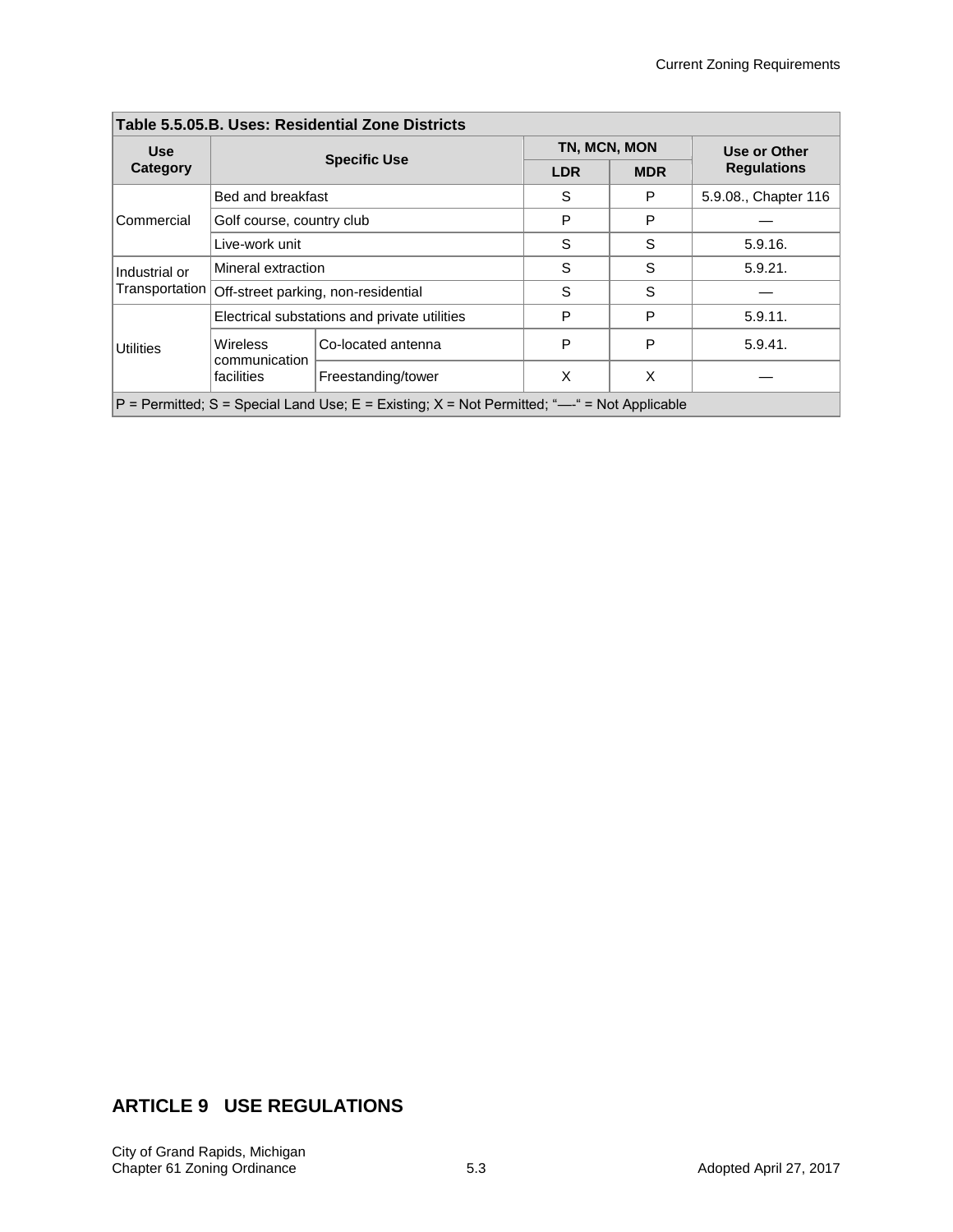| Table 5.5.05.B. Uses: Residential Zone Districts | | | | | |
|---|---|---|---|---|---|
| Use Category | Specific Use | | TN, MCN, MON | | Use or Other Regulations |
| | | | LDR | MDR | |
| Commercial | Bed and breakfast | | S | P | 5.9.08., Chapter 116 |
| | Golf course, country club | | P | P | — |
| | Live-work unit | | S | S | 5.9.16. |
| Industrial or Transportation | Mineral extraction | | S | S | 5.9.21. |
| | Off-street parking, non-residential | | S | S | — |
| Utilities | Electrical substations and private utilities | | P | P | 5.9.11. |
| | Wireless communication facilities | Co-located antenna | P | P | 5.9.41. |
| | | Freestanding/tower | X | X | — |
| P = Permitted; S = Special Land Use; E = Existing; X = Not Permitted; "—" = Not Applicable | | | | | |

## ARTICLE 9 USE REGULATIONS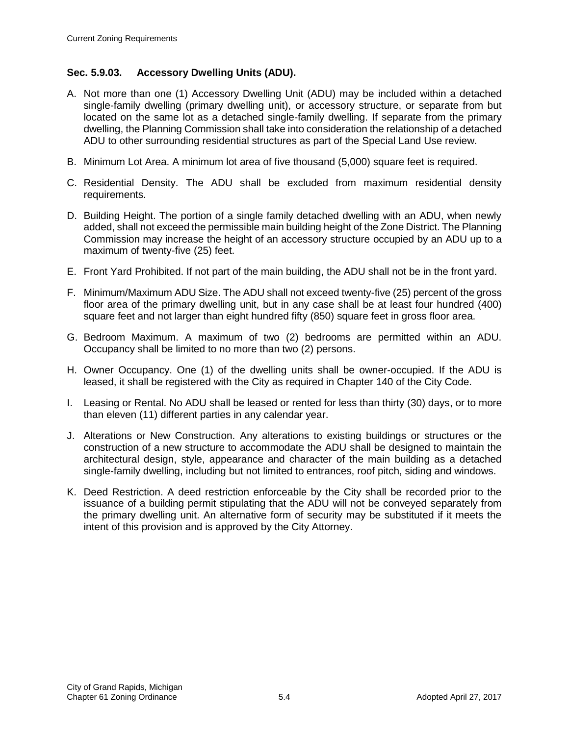### Sec. 5.9.03. Accessory Dwelling Units (ADU).

A. Not more than one (1) Accessory Dwelling Unit (ADU) may be included within a detached single-family dwelling (primary dwelling unit), or accessory structure, or separate from but located on the same lot as a detached single-family dwelling. If separate from the primary dwelling, the Planning Commission shall take into consideration the relationship of a detached ADU to other surrounding residential structures as part of the Special Land Use review.

B. Minimum Lot Area. A minimum lot area of five thousand (5,000) square feet is required.

C. Residential Density. The ADU shall be excluded from maximum residential density requirements.

D. Building Height. The portion of a single family detached dwelling with an ADU, when newly added, shall not exceed the permissible main building height of the Zone District. The Planning Commission may increase the height of an accessory structure occupied by an ADU up to a maximum of twenty-five (25) feet.

E. Front Yard Prohibited. If not part of the main building, the ADU shall not be in the front yard.

F. Minimum/Maximum ADU Size. The ADU shall not exceed twenty-five (25) percent of the gross floor area of the primary dwelling unit, but in any case shall be at least four hundred (400) square feet and not larger than eight hundred fifty (850) square feet in gross floor area.

G. Bedroom Maximum. A maximum of two (2) bedrooms are permitted within an ADU. Occupancy shall be limited to no more than two (2) persons.

H. Owner Occupancy. One (1) of the dwelling units shall be owner-occupied. If the ADU is leased, it shall be registered with the City as required in Chapter 140 of the City Code.

I. Leasing or Rental. No ADU shall be leased or rented for less than thirty (30) days, or to more than eleven (11) different parties in any calendar year.

J. Alterations or New Construction. Any alterations to existing buildings or structures or the construction of a new structure to accommodate the ADU shall be designed to maintain the architectural design, style, appearance and character of the main building as a detached single-family dwelling, including but not limited to entrances, roof pitch, siding and windows.

K. Deed Restriction. A deed restriction enforceable by the City shall be recorded prior to the issuance of a building permit stipulating that the ADU will not be conveyed separately from the primary dwelling unit. An alternative form of security may be substituted if it meets the intent of this provision and is approved by the City Attorney.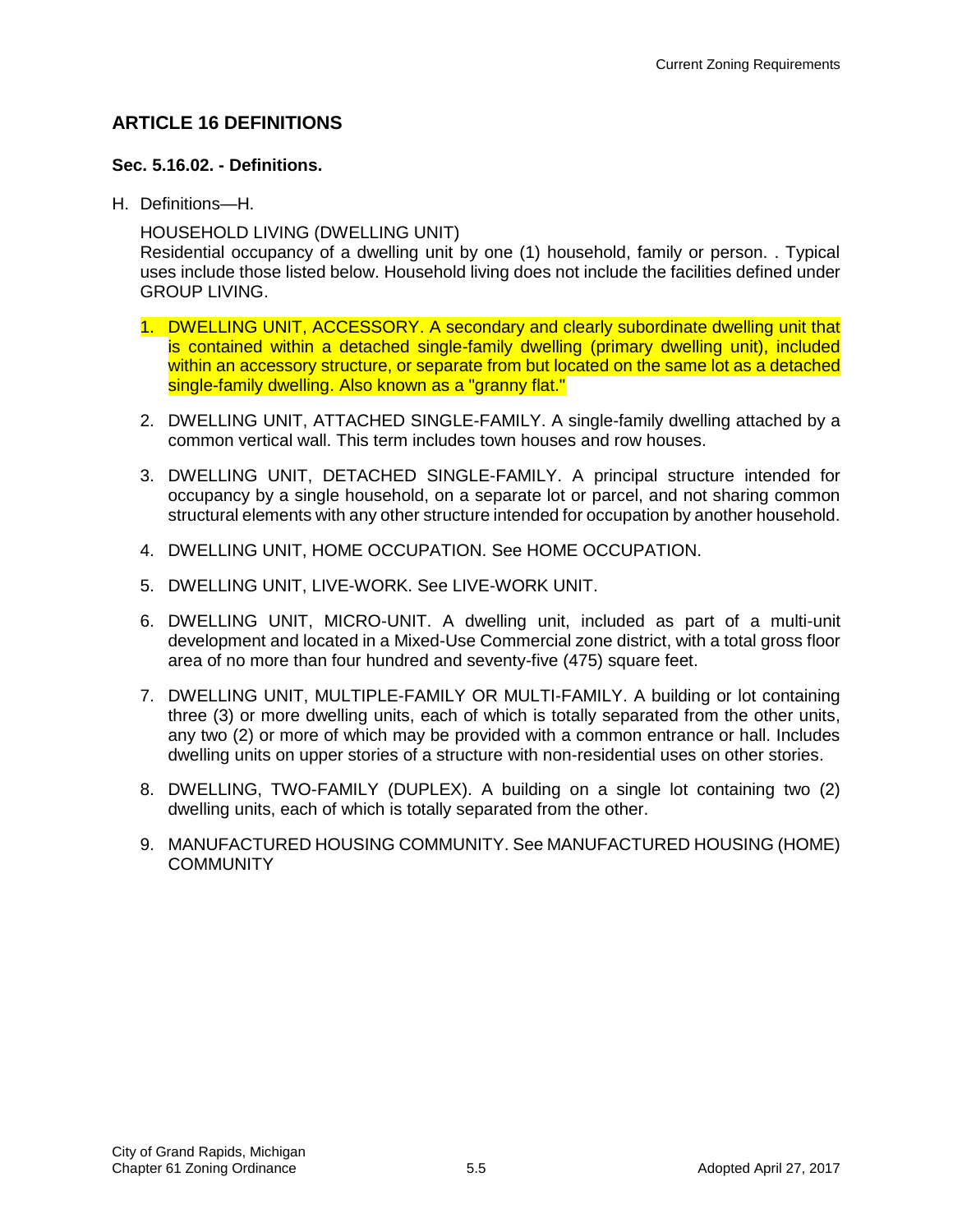## ARTICLE 16 DEFINITIONS

### Sec. 5.16.02. - Definitions.

H. Definitions—H.

HOUSEHOLD LIVING (DWELLING UNIT)
Residential occupancy of a dwelling unit by one (1) household, family or person. . Typical uses include those listed below. Household living does not include the facilities defined under GROUP LIVING.

1. DWELLING UNIT, ACCESSORY. A secondary and clearly subordinate dwelling unit that is contained within a detached single-family dwelling (primary dwelling unit), included within an accessory structure, or separate from but located on the same lot as a detached single-family dwelling. Also known as a "granny flat."

2. DWELLING UNIT, ATTACHED SINGLE-FAMILY. A single-family dwelling attached by a common vertical wall. This term includes town houses and row houses.

3. DWELLING UNIT, DETACHED SINGLE-FAMILY. A principal structure intended for occupancy by a single household, on a separate lot or parcel, and not sharing common structural elements with any other structure intended for occupation by another household.

4. DWELLING UNIT, HOME OCCUPATION. See HOME OCCUPATION.

5. DWELLING UNIT, LIVE-WORK. See LIVE-WORK UNIT.

6. DWELLING UNIT, MICRO-UNIT. A dwelling unit, included as part of a multi-unit development and located in a Mixed-Use Commercial zone district, with a total gross floor area of no more than four hundred and seventy-five (475) square feet.

7. DWELLING UNIT, MULTIPLE-FAMILY OR MULTI-FAMILY. A building or lot containing three (3) or more dwelling units, each of which is totally separated from the other units, any two (2) or more of which may be provided with a common entrance or hall. Includes dwelling units on upper stories of a structure with non-residential uses on other stories.

8. DWELLING, TWO-FAMILY (DUPLEX). A building on a single lot containing two (2) dwelling units, each of which is totally separated from the other.

9. MANUFACTURED HOUSING COMMUNITY. See MANUFACTURED HOUSING (HOME) COMMUNITY